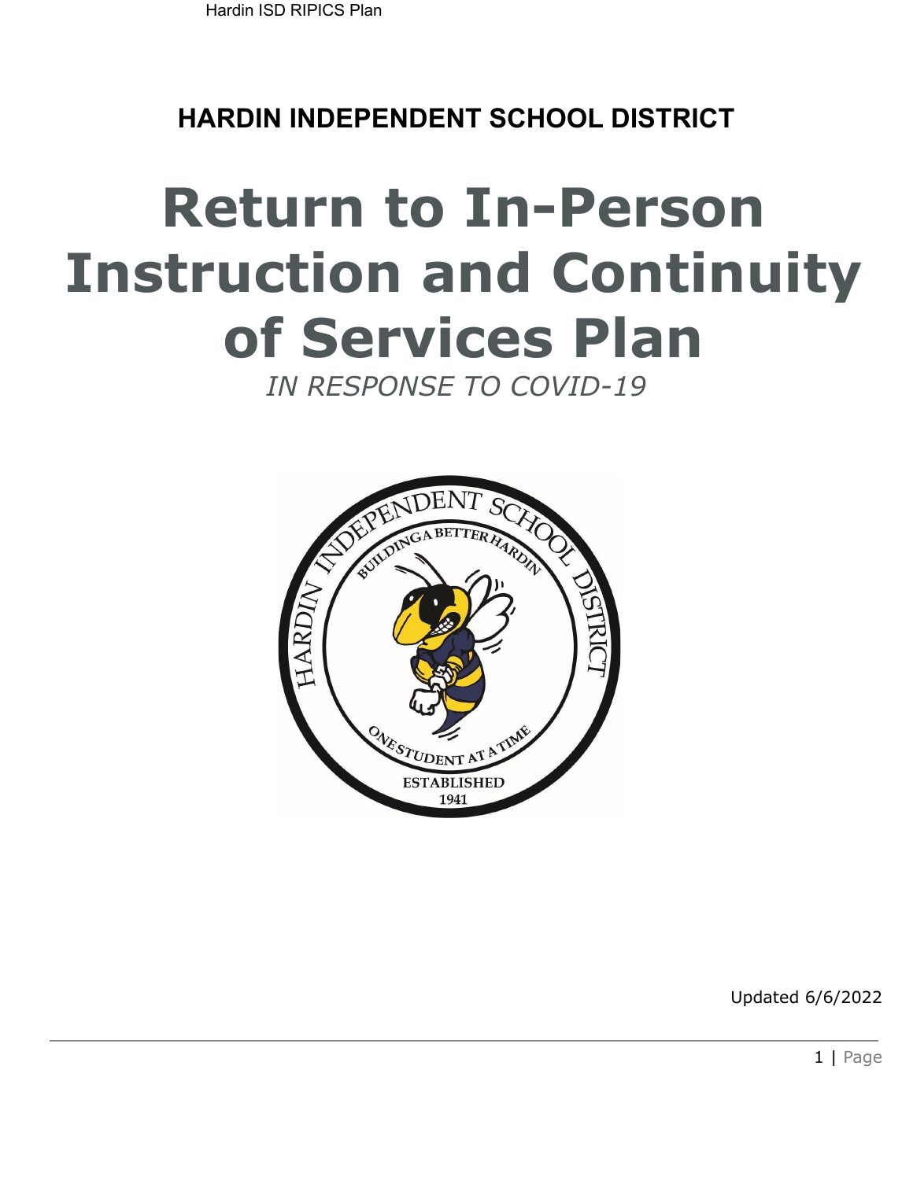# HARDIN INDEPENDENT SCHOOL DISTRICT

# Return to In-Person Instruction and Continuity of Services Plan

*IN RESPONSE TO COVID-19*

Updated 6/6/2022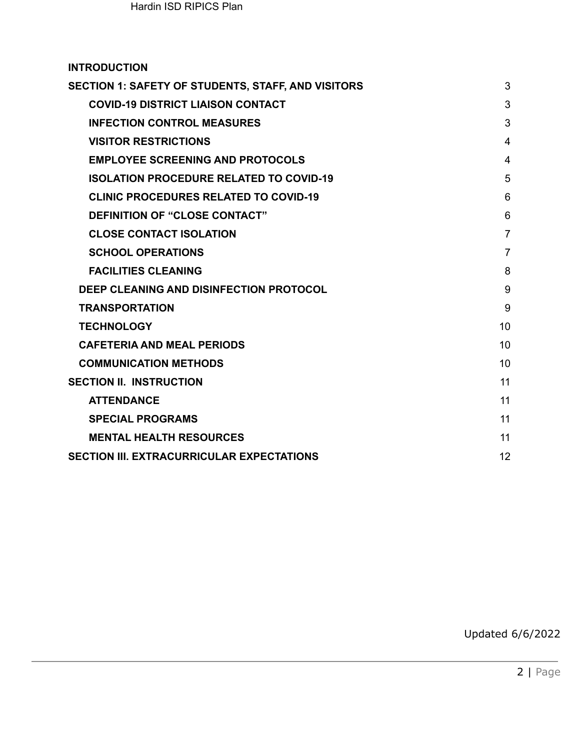| | |
|---|---|
| **INTRODUCTION** | |
| **SECTION 1: SAFETY OF STUDENTS, STAFF, AND VISITORS** | 3 |
| **COVID-19 DISTRICT LIAISON CONTACT** | 3 |
| **INFECTION CONTROL MEASURES** | 3 |
| **VISITOR RESTRICTIONS** | 4 |
| **EMPLOYEE SCREENING AND PROTOCOLS** | 4 |
| **ISOLATION PROCEDURE RELATED TO COVID-19** | 5 |
| **CLINIC PROCEDURES RELATED TO COVID-19** | 6 |
| **DEFINITION OF "CLOSE CONTACT"** | 6 |
| **CLOSE CONTACT ISOLATION** | 7 |
| **SCHOOL OPERATIONS** | 7 |
| **FACILITIES CLEANING** | 8 |
| **DEEP CLEANING AND DISINFECTION PROTOCOL** | 9 |
| **TRANSPORTATION** | 9 |
| **TECHNOLOGY** | 10 |
| **CAFETERIA AND MEAL PERIODS** | 10 |
| **COMMUNICATION METHODS** | 10 |
| **SECTION II. INSTRUCTION** | 11 |
| **ATTENDANCE** | 11 |
| **SPECIAL PROGRAMS** | 11 |
| **MENTAL HEALTH RESOURCES** | 11 |
| **SECTION III. EXTRACURRICULAR EXPECTATIONS** | 12 |

Updated 6/6/2022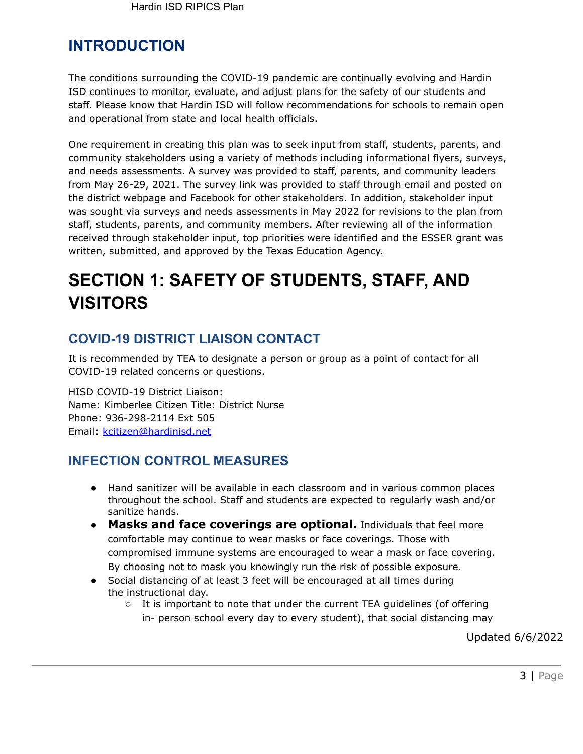## INTRODUCTION

The conditions surrounding the COVID-19 pandemic are continually evolving and Hardin ISD continues to monitor, evaluate, and adjust plans for the safety of our students and staff. Please know that Hardin ISD will follow recommendations for schools to remain open and operational from state and local health officials.

One requirement in creating this plan was to seek input from staff, students, parents, and community stakeholders using a variety of methods including informational flyers, surveys, and needs assessments. A survey was provided to staff, parents, and community leaders from May 26-29, 2021. The survey link was provided to staff through email and posted on the district webpage and Facebook for other stakeholders. In addition, stakeholder input was sought via surveys and needs assessments in May 2022 for revisions to the plan from staff, students, parents, and community members. After reviewing all of the information received through stakeholder input, top priorities were identified and the ESSER grant was written, submitted, and approved by the Texas Education Agency.

# SECTION 1: SAFETY OF STUDENTS, STAFF, AND VISITORS

### COVID-19 DISTRICT LIAISON CONTACT

It is recommended by TEA to designate a person or group as a point of contact for all COVID-19 related concerns or questions.

HISD COVID-19 District Liaison:
Name: Kimberlee Citizen Title: District Nurse
Phone: 936-298-2114 Ext 505
Email: kcitizen@hardinisd.net

### INFECTION CONTROL MEASURES

- Hand sanitizer will be available in each classroom and in various common places throughout the school. Staff and students are expected to regularly wash and/or sanitize hands.
- **Masks and face coverings are optional.** Individuals that feel more comfortable may continue to wear masks or face coverings. Those with compromised immune systems are encouraged to wear a mask or face covering. By choosing not to mask you knowingly run the risk of possible exposure.
- Social distancing of at least 3 feet will be encouraged at all times during the instructional day.
  - It is important to note that under the current TEA guidelines (of offering in- person school every day to every student), that social distancing may

Updated 6/6/2022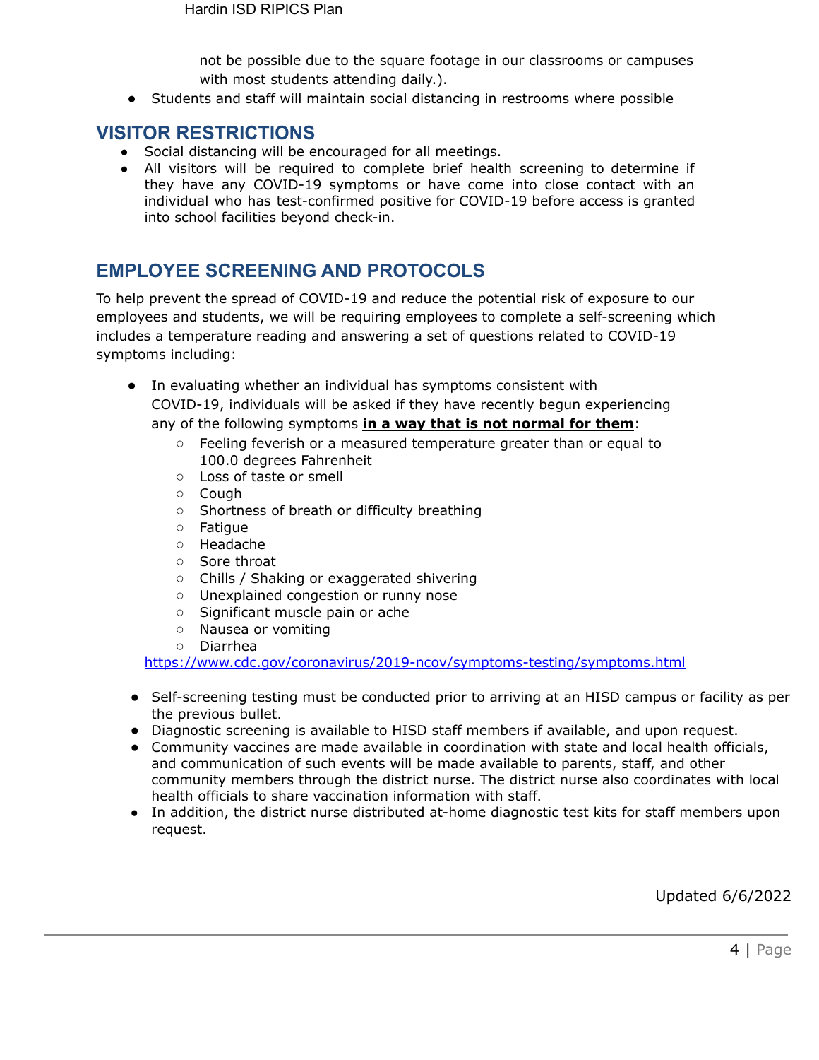not be possible due to the square footage in our classrooms or campuses with most students attending daily.).

- Students and staff will maintain social distancing in restrooms where possible

## VISITOR RESTRICTIONS

- Social distancing will be encouraged for all meetings.
- All visitors will be required to complete brief health screening to determine if they have any COVID-19 symptoms or have come into close contact with an individual who has test-confirmed positive for COVID-19 before access is granted into school facilities beyond check-in.

## EMPLOYEE SCREENING AND PROTOCOLS

To help prevent the spread of COVID-19 and reduce the potential risk of exposure to our employees and students, we will be requiring employees to complete a self-screening which includes a temperature reading and answering a set of questions related to COVID-19 symptoms including:

- In evaluating whether an individual has symptoms consistent with COVID-19, individuals will be asked if they have recently begun experiencing any of the following symptoms **in a way that is not normal for them**:
  - Feeling feverish or a measured temperature greater than or equal to 100.0 degrees Fahrenheit
  - Loss of taste or smell
  - Cough
  - Shortness of breath or difficulty breathing
  - Fatigue
  - Headache
  - Sore throat
  - Chills / Shaking or exaggerated shivering
  - Unexplained congestion or runny nose
  - Significant muscle pain or ache
  - Nausea or vomiting
  - Diarrhea

  https://www.cdc.gov/coronavirus/2019-ncov/symptoms-testing/symptoms.html

- Self-screening testing must be conducted prior to arriving at an HISD campus or facility as per the previous bullet.
- Diagnostic screening is available to HISD staff members if available, and upon request.
- Community vaccines are made available in coordination with state and local health officials, and communication of such events will be made available to parents, staff, and other community members through the district nurse. The district nurse also coordinates with local health officials to share vaccination information with staff.
- In addition, the district nurse distributed at-home diagnostic test kits for staff members upon request.

Updated 6/6/2022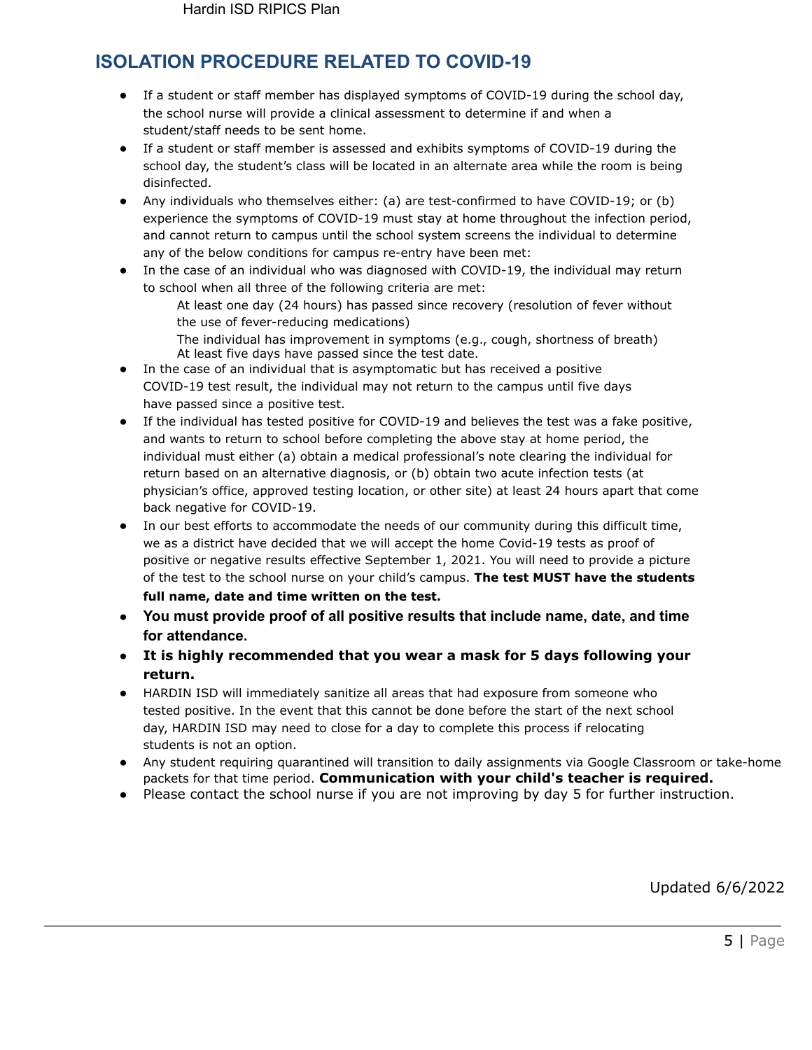## ISOLATION PROCEDURE RELATED TO COVID-19

- If a student or staff member has displayed symptoms of COVID-19 during the school day, the school nurse will provide a clinical assessment to determine if and when a student/staff needs to be sent home.
- If a student or staff member is assessed and exhibits symptoms of COVID-19 during the school day, the student's class will be located in an alternate area while the room is being disinfected.
- Any individuals who themselves either: (a) are test-confirmed to have COVID-19; or (b) experience the symptoms of COVID-19 must stay at home throughout the infection period, and cannot return to campus until the school system screens the individual to determine any of the below conditions for campus re-entry have been met:
- In the case of an individual who was diagnosed with COVID-19, the individual may return to school when all three of the following criteria are met:
  - At least one day (24 hours) has passed since recovery (resolution of fever without the use of fever-reducing medications)
  - The individual has improvement in symptoms (e.g., cough, shortness of breath)
  - At least five days have passed since the test date.
- In the case of an individual that is asymptomatic but has received a positive COVID-19 test result, the individual may not return to the campus until five days have passed since a positive test.
- If the individual has tested positive for COVID-19 and believes the test was a fake positive, and wants to return to school before completing the above stay at home period, the individual must either (a) obtain a medical professional's note clearing the individual for return based on an alternative diagnosis, or (b) obtain two acute infection tests (at physician's office, approved testing location, or other site) at least 24 hours apart that come back negative for COVID-19.
- In our best efforts to accommodate the needs of our community during this difficult time, we as a district have decided that we will accept the home Covid-19 tests as proof of positive or negative results effective September 1, 2021. You will need to provide a picture of the test to the school nurse on your child's campus. **The test MUST have the students full name, date and time written on the test.**
- **You must provide proof of all positive results that include name, date, and time for attendance.**
- **It is highly recommended that you wear a mask for 5 days following your return.**
- HARDIN ISD will immediately sanitize all areas that had exposure from someone who tested positive. In the event that this cannot be done before the start of the next school day, HARDIN ISD may need to close for a day to complete this process if relocating students is not an option.
- Any student requiring quarantined will transition to daily assignments via Google Classroom or take-home packets for that time period. **Communication with your child's teacher is required.**
- Please contact the school nurse if you are not improving by day 5 for further instruction.

Updated 6/6/2022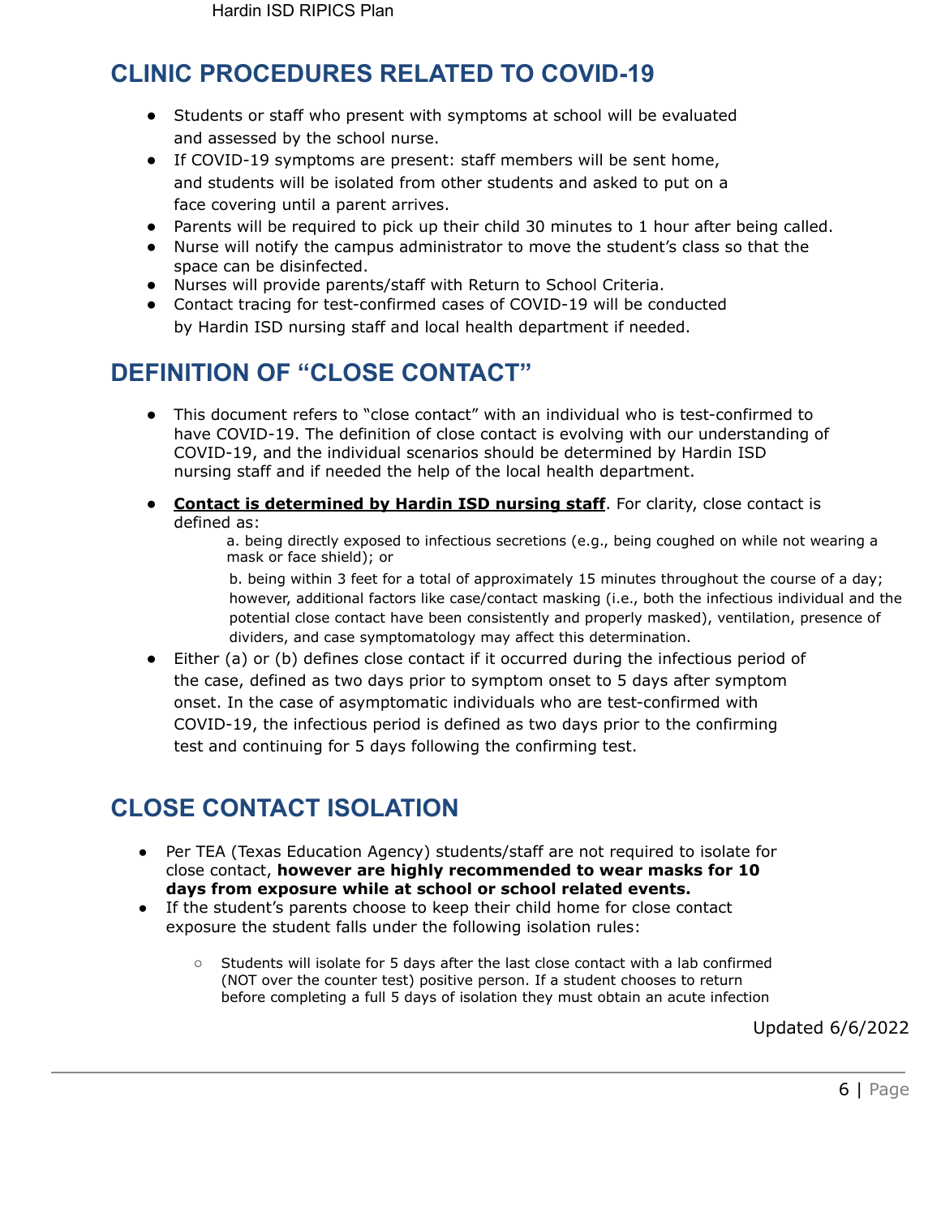## CLINIC PROCEDURES RELATED TO COVID-19

- Students or staff who present with symptoms at school will be evaluated and assessed by the school nurse.
- If COVID-19 symptoms are present: staff members will be sent home, and students will be isolated from other students and asked to put on a face covering until a parent arrives.
- Parents will be required to pick up their child 30 minutes to 1 hour after being called.
- Nurse will notify the campus administrator to move the student's class so that the space can be disinfected.
- Nurses will provide parents/staff with Return to School Criteria.
- Contact tracing for test-confirmed cases of COVID-19 will be conducted by Hardin ISD nursing staff and local health department if needed.

## DEFINITION OF "CLOSE CONTACT"

- This document refers to "close contact" with an individual who is test-confirmed to have COVID-19. The definition of close contact is evolving with our understanding of COVID-19, and the individual scenarios should be determined by Hardin ISD nursing staff and if needed the help of the local health department.
- **Contact is determined by Hardin ISD nursing staff**. For clarity, close contact is defined as:

  a. being directly exposed to infectious secretions (e.g., being coughed on while not wearing a mask or face shield); or

  b. being within 3 feet for a total of approximately 15 minutes throughout the course of a day; however, additional factors like case/contact masking (i.e., both the infectious individual and the potential close contact have been consistently and properly masked), ventilation, presence of dividers, and case symptomatology may affect this determination.
- Either (a) or (b) defines close contact if it occurred during the infectious period of the case, defined as two days prior to symptom onset to 5 days after symptom onset. In the case of asymptomatic individuals who are test-confirmed with COVID-19, the infectious period is defined as two days prior to the confirming test and continuing for 5 days following the confirming test.

## CLOSE CONTACT ISOLATION

- Per TEA (Texas Education Agency) students/staff are not required to isolate for close contact, **however are highly recommended to wear masks for 10 days from exposure while at school or school related events.**
- If the student's parents choose to keep their child home for close contact exposure the student falls under the following isolation rules:
  - Students will isolate for 5 days after the last close contact with a lab confirmed (NOT over the counter test) positive person. If a student chooses to return before completing a full 5 days of isolation they must obtain an acute infection

Updated 6/6/2022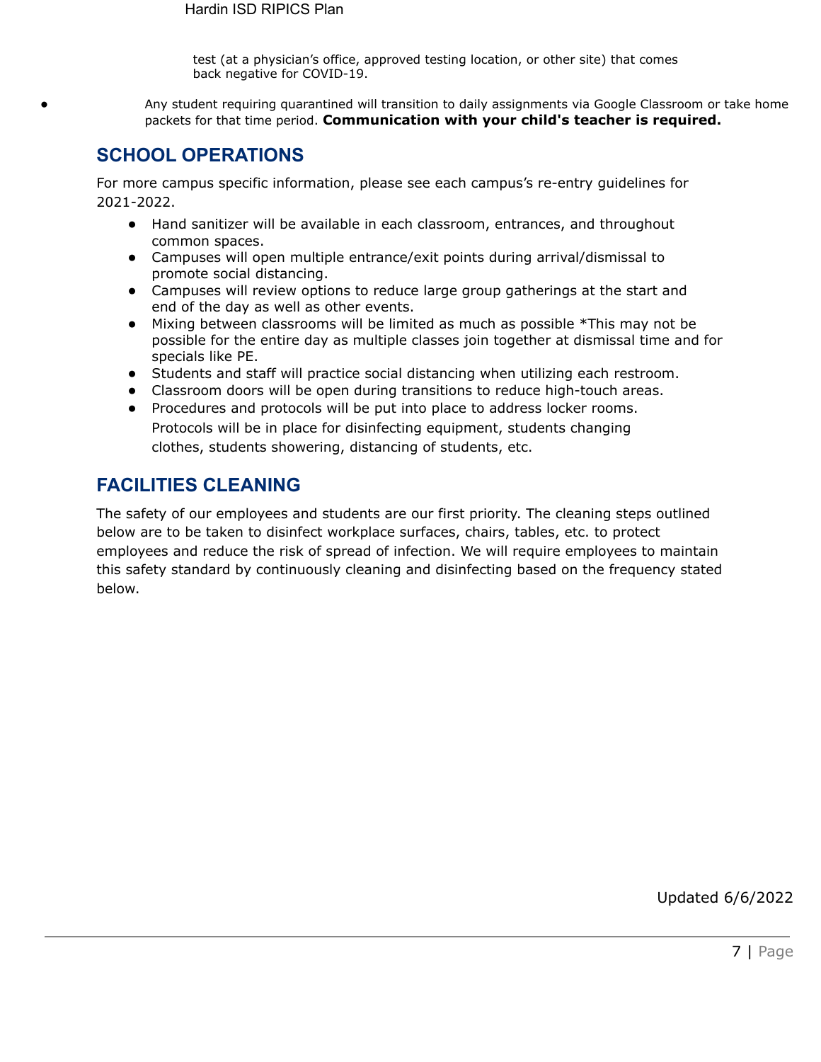test (at a physician's office, approved testing location, or other site) that comes back negative for COVID-19.

- Any student requiring quarantined will transition to daily assignments via Google Classroom or take home packets for that time period. **Communication with your child's teacher is required.**

## SCHOOL OPERATIONS

For more campus specific information, please see each campus's re-entry guidelines for 2021-2022.

- Hand sanitizer will be available in each classroom, entrances, and throughout common spaces.
- Campuses will open multiple entrance/exit points during arrival/dismissal to promote social distancing.
- Campuses will review options to reduce large group gatherings at the start and end of the day as well as other events.
- Mixing between classrooms will be limited as much as possible *This may not be possible for the entire day as multiple classes join together at dismissal time and for specials like PE.
- Students and staff will practice social distancing when utilizing each restroom.
- Classroom doors will be open during transitions to reduce high-touch areas.
- Procedures and protocols will be put into place to address locker rooms. Protocols will be in place for disinfecting equipment, students changing clothes, students showering, distancing of students, etc.

## FACILITIES CLEANING

The safety of our employees and students are our first priority. The cleaning steps outlined below are to be taken to disinfect workplace surfaces, chairs, tables, etc. to protect employees and reduce the risk of spread of infection. We will require employees to maintain this safety standard by continuously cleaning and disinfecting based on the frequency stated below.

Updated 6/6/2022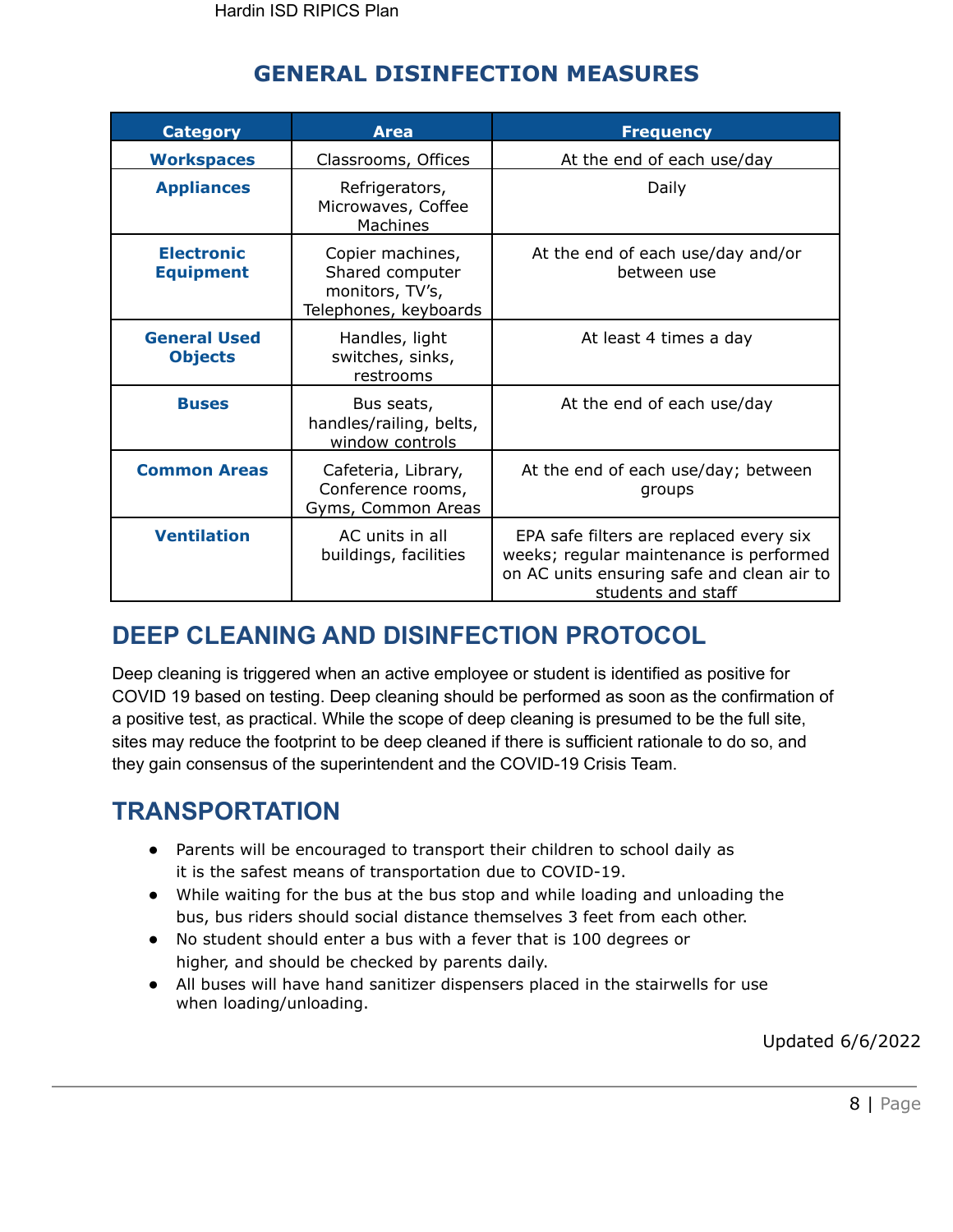## GENERAL DISINFECTION MEASURES

| Category | Area | Frequency |
|---|---|---|
| **Workspaces** | Classrooms, Offices | At the end of each use/day |
| **Appliances** | Refrigerators, Microwaves, Coffee Machines | Daily |
| **Electronic Equipment** | Copier machines, Shared computer monitors, TV's, Telephones, keyboards | At the end of each use/day and/or between use |
| **General Used Objects** | Handles, light switches, sinks, restrooms | At least 4 times a day |
| **Buses** | Bus seats, handles/railing, belts, window controls | At the end of each use/day |
| **Common Areas** | Cafeteria, Library, Conference rooms, Gyms, Common Areas | At the end of each use/day; between groups |
| **Ventilation** | AC units in all buildings, facilities | EPA safe filters are replaced every six weeks; regular maintenance is performed on AC units ensuring safe and clean air to students and staff |

## DEEP CLEANING AND DISINFECTION PROTOCOL

Deep cleaning is triggered when an active employee or student is identified as positive for COVID 19 based on testing. Deep cleaning should be performed as soon as the confirmation of a positive test, as practical. While the scope of deep cleaning is presumed to be the full site, sites may reduce the footprint to be deep cleaned if there is sufficient rationale to do so, and they gain consensus of the superintendent and the COVID-19 Crisis Team.

## TRANSPORTATION

- Parents will be encouraged to transport their children to school daily as it is the safest means of transportation due to COVID-19.
- While waiting for the bus at the bus stop and while loading and unloading the bus, bus riders should social distance themselves 3 feet from each other.
- No student should enter a bus with a fever that is 100 degrees or higher, and should be checked by parents daily.
- All buses will have hand sanitizer dispensers placed in the stairwells for use when loading/unloading.

Updated 6/6/2022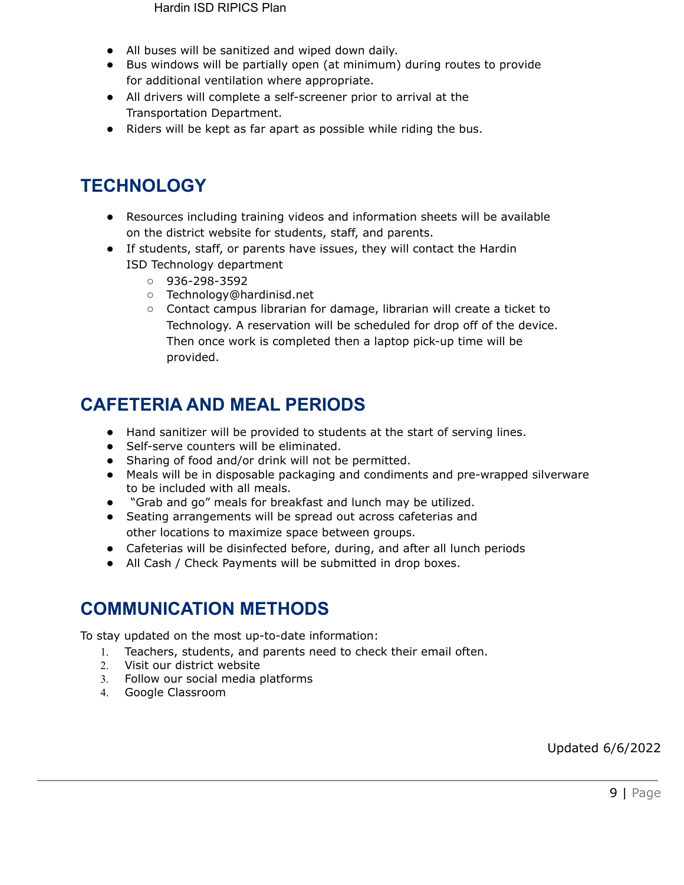- All buses will be sanitized and wiped down daily.
- Bus windows will be partially open (at minimum) during routes to provide for additional ventilation where appropriate.
- All drivers will complete a self-screener prior to arrival at the Transportation Department.
- Riders will be kept as far apart as possible while riding the bus.

## TECHNOLOGY

- Resources including training videos and information sheets will be available on the district website for students, staff, and parents.
- If students, staff, or parents have issues, they will contact the Hardin ISD Technology department
  - 936-298-3592
  - Technology@hardinisd.net
  - Contact campus librarian for damage, librarian will create a ticket to Technology. A reservation will be scheduled for drop off of the device. Then once work is completed then a laptop pick-up time will be provided.

## CAFETERIA AND MEAL PERIODS

- Hand sanitizer will be provided to students at the start of serving lines.
- Self-serve counters will be eliminated.
- Sharing of food and/or drink will not be permitted.
- Meals will be in disposable packaging and condiments and pre-wrapped silverware to be included with all meals.
- "Grab and go" meals for breakfast and lunch may be utilized.
- Seating arrangements will be spread out across cafeterias and other locations to maximize space between groups.
- Cafeterias will be disinfected before, during, and after all lunch periods
- All Cash / Check Payments will be submitted in drop boxes.

## COMMUNICATION METHODS

To stay updated on the most up-to-date information:

1. Teachers, students, and parents need to check their email often.
2. Visit our district website
3. Follow our social media platforms
4. Google Classroom

Updated 6/6/2022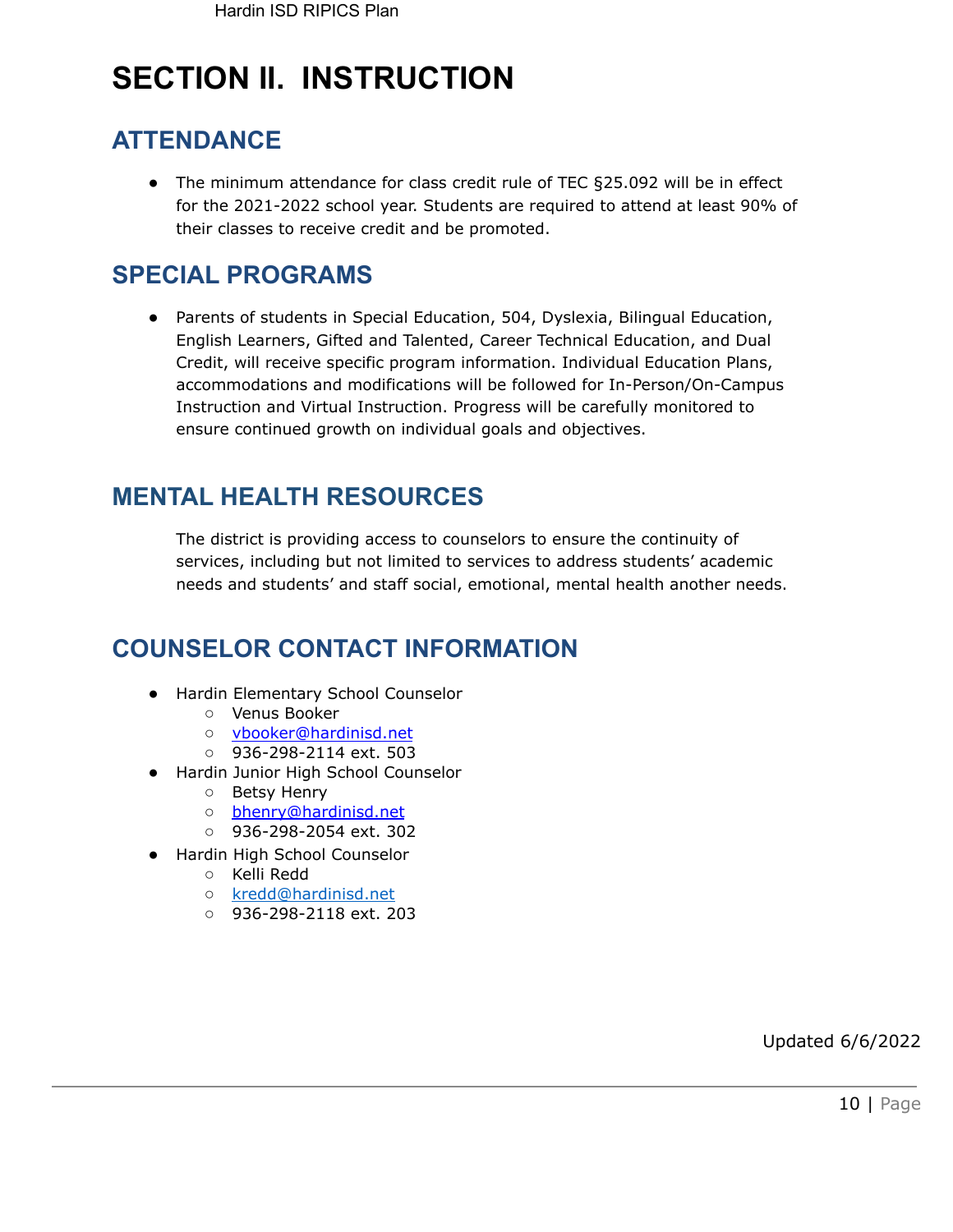# SECTION II. INSTRUCTION

## ATTENDANCE

- The minimum attendance for class credit rule of TEC §25.092 will be in effect for the 2021-2022 school year. Students are required to attend at least 90% of their classes to receive credit and be promoted.

## SPECIAL PROGRAMS

- Parents of students in Special Education, 504, Dyslexia, Bilingual Education, English Learners, Gifted and Talented, Career Technical Education, and Dual Credit, will receive specific program information. Individual Education Plans, accommodations and modifications will be followed for In-Person/On-Campus Instruction and Virtual Instruction. Progress will be carefully monitored to ensure continued growth on individual goals and objectives.

## MENTAL HEALTH RESOURCES

The district is providing access to counselors to ensure the continuity of services, including but not limited to services to address students' academic needs and students' and staff social, emotional, mental health another needs.

## COUNSELOR CONTACT INFORMATION

- Hardin Elementary School Counselor
  - Venus Booker
  - vbooker@hardinisd.net
  - 936-298-2114 ext. 503
- Hardin Junior High School Counselor
  - Betsy Henry
  - bhenry@hardinisd.net
  - 936-298-2054 ext. 302
- Hardin High School Counselor
  - Kelli Redd
  - kredd@hardinisd.net
  - 936-298-2118 ext. 203

Updated 6/6/2022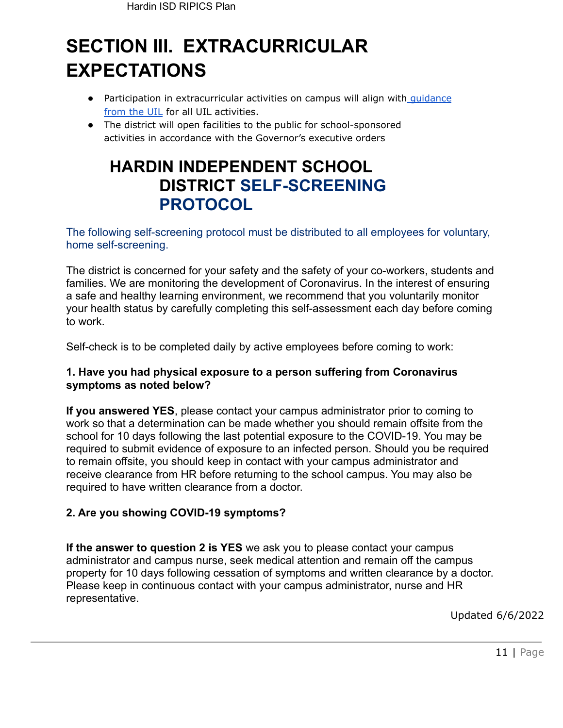# SECTION III. EXTRACURRICULAR EXPECTATIONS

- Participation in extracurricular activities on campus will align with guidance from the UIL for all UIL activities.
- The district will open facilities to the public for school-sponsored activities in accordance with the Governor's executive orders

## HARDIN INDEPENDENT SCHOOL DISTRICT SELF-SCREENING PROTOCOL

The following self-screening protocol must be distributed to all employees for voluntary, home self-screening.

The district is concerned for your safety and the safety of your co-workers, students and families. We are monitoring the development of Coronavirus. In the interest of ensuring a safe and healthy learning environment, we recommend that you voluntarily monitor your health status by carefully completing this self-assessment each day before coming to work.

Self-check is to be completed daily by active employees before coming to work:

**1. Have you had physical exposure to a person suffering from Coronavirus symptoms as noted below?**

**If you answered YES**, please contact your campus administrator prior to coming to work so that a determination can be made whether you should remain offsite from the school for 10 days following the last potential exposure to the COVID-19. You may be required to submit evidence of exposure to an infected person. Should you be required to remain offsite, you should keep in contact with your campus administrator and receive clearance from HR before returning to the school campus. You may also be required to have written clearance from a doctor.

**2. Are you showing COVID-19 symptoms?**

**If the answer to question 2 is YES** we ask you to please contact your campus administrator and campus nurse, seek medical attention and remain off the campus property for 10 days following cessation of symptoms and written clearance by a doctor. Please keep in continuous contact with your campus administrator, nurse and HR representative.

Updated 6/6/2022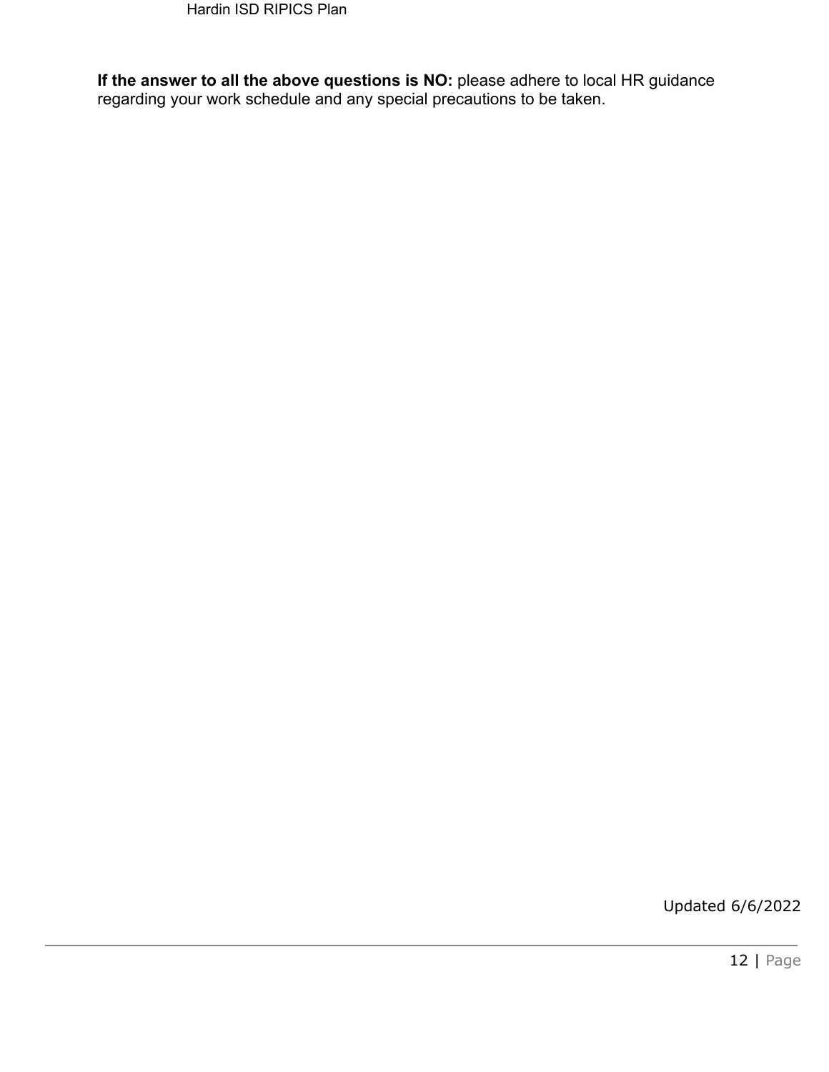**If the answer to all the above questions is NO:** please adhere to local HR guidance regarding your work schedule and any special precautions to be taken.

Updated 6/6/2022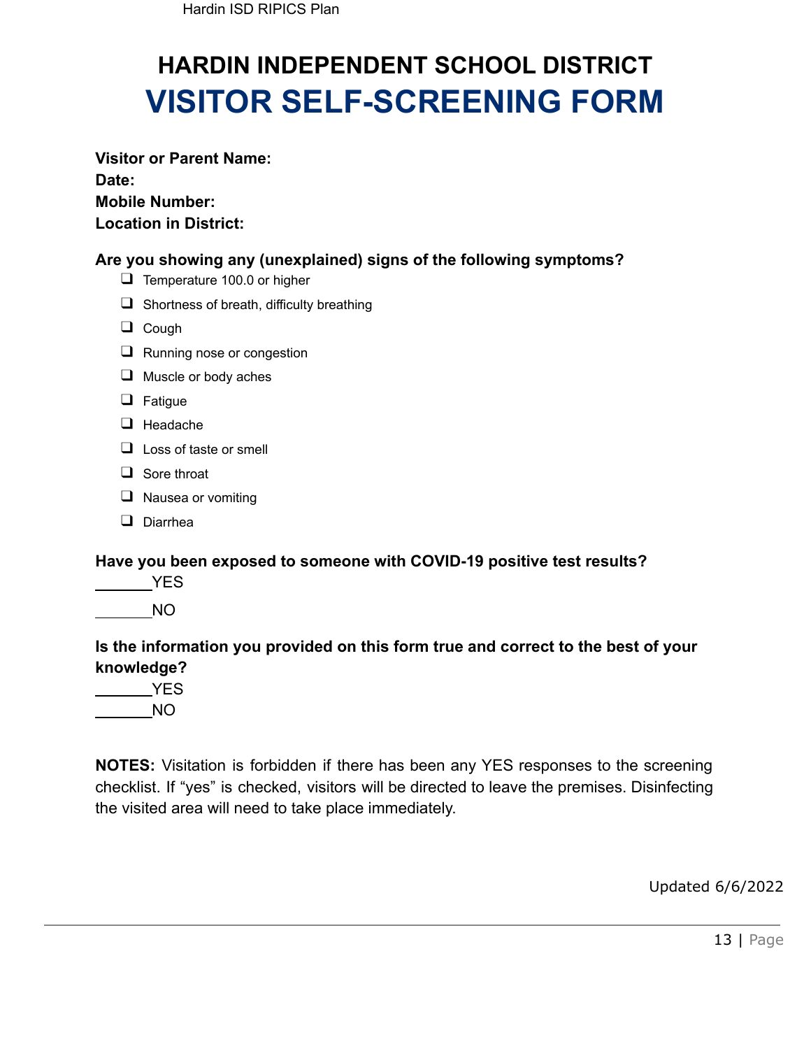# HARDIN INDEPENDENT SCHOOL DISTRICT
## VISITOR SELF-SCREENING FORM

**Visitor or Parent Name:**
**Date:**
**Mobile Number:**
**Location in District:**

**Are you showing any (unexplained) signs of the following symptoms?**

- ❑ Temperature 100.0 or higher
- ❑ Shortness of breath, difficulty breathing
- ❑ Cough
- ❑ Running nose or congestion
- ❑ Muscle or body aches
- ❑ Fatigue
- ❑ Headache
- ❑ Loss of taste or smell
- ❑ Sore throat
- ❑ Nausea or vomiting
- ❑ Diarrhea

**Have you been exposed to someone with COVID-19 positive test results?**

_______YES

_______NO

**Is the information you provided on this form true and correct to the best of your knowledge?**

_______YES

_______NO

**NOTES:** Visitation is forbidden if there has been any YES responses to the screening checklist. If "yes" is checked, visitors will be directed to leave the premises. Disinfecting the visited area will need to take place immediately.

Updated 6/6/2022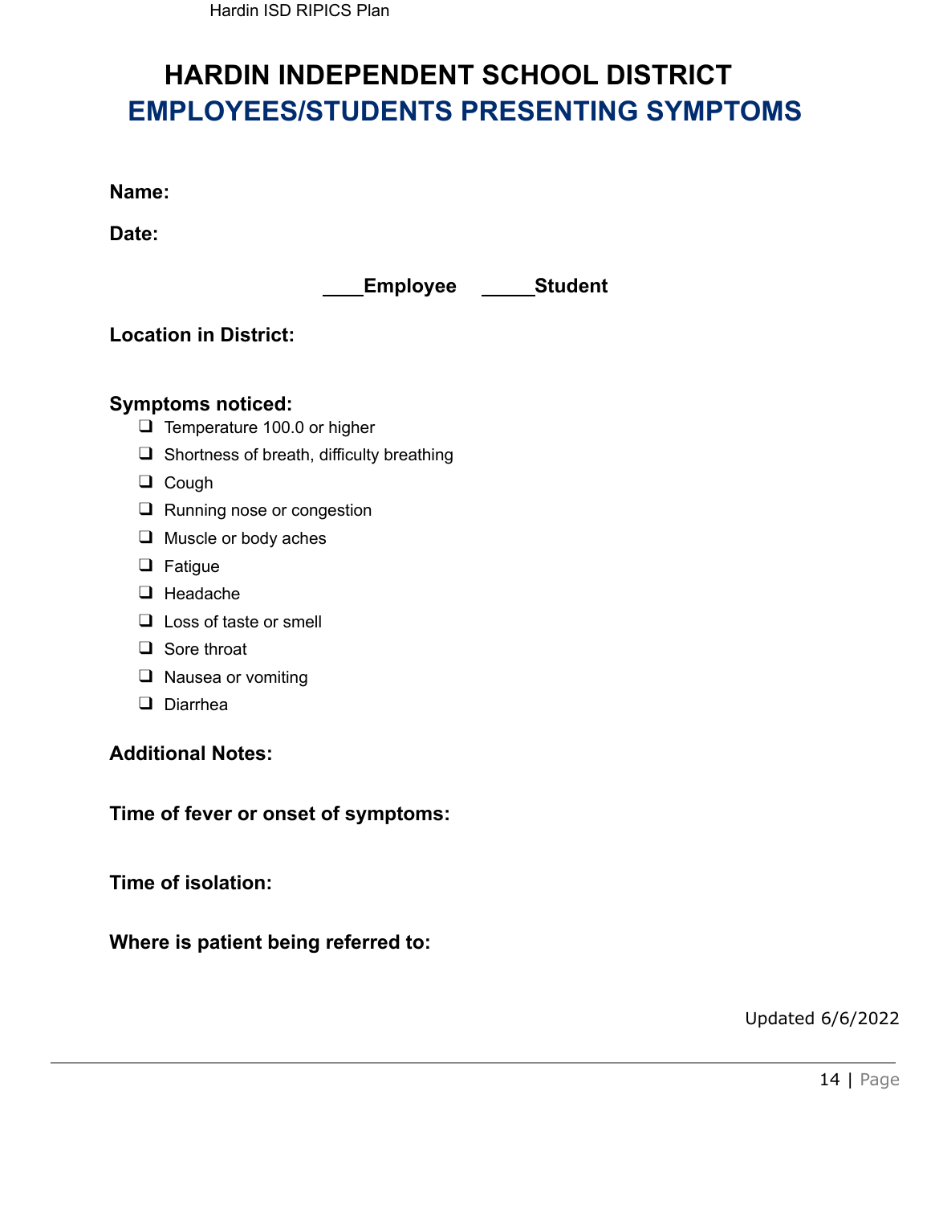# HARDIN INDEPENDENT SCHOOL DISTRICT
## EMPLOYEES/STUDENTS PRESENTING SYMPTOMS

**Name:**

**Date:**

____**Employee** _____**Student**

**Location in District:**

**Symptoms noticed:**

- ❑ Temperature 100.0 or higher
- ❑ Shortness of breath, difficulty breathing
- ❑ Cough
- ❑ Running nose or congestion
- ❑ Muscle or body aches
- ❑ Fatigue
- ❑ Headache
- ❑ Loss of taste or smell
- ❑ Sore throat
- ❑ Nausea or vomiting
- ❑ Diarrhea

**Additional Notes:**

**Time of fever or onset of symptoms:**

**Time of isolation:**

**Where is patient being referred to:**

Updated 6/6/2022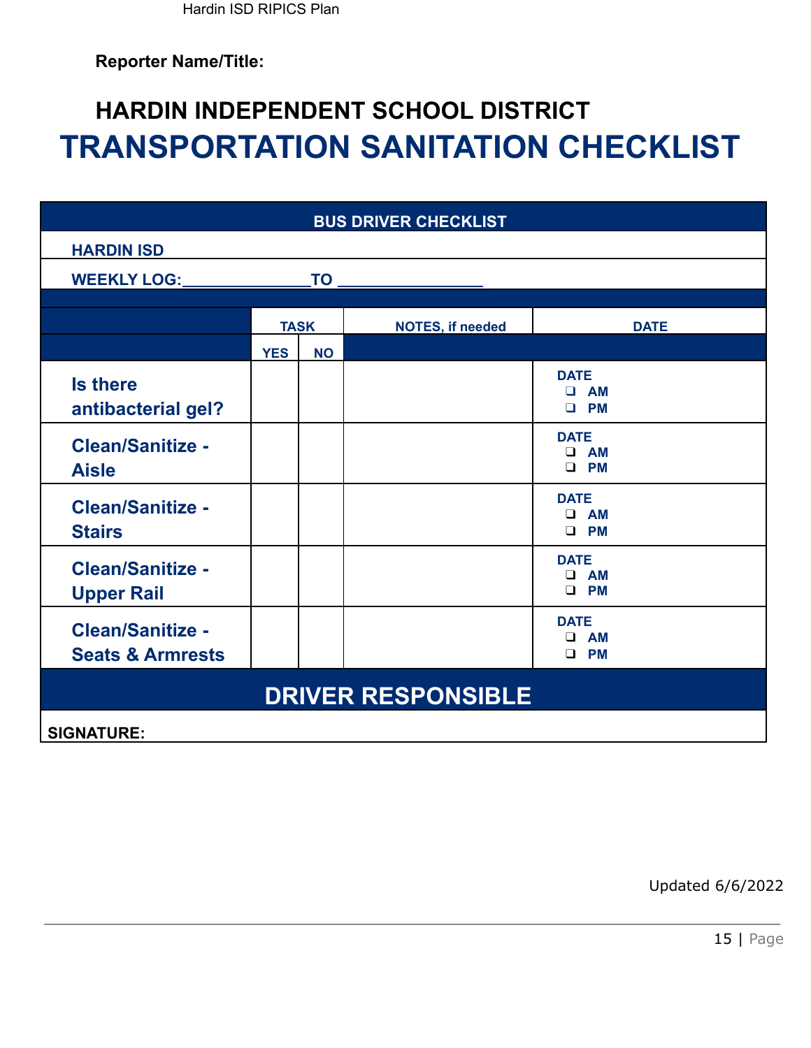**Reporter Name/Title:**

## HARDIN INDEPENDENT SCHOOL DISTRICT

# TRANSPORTATION SANITATION CHECKLIST

| BUS DRIVER CHECKLIST | | | | |
|---|---|---|---|---|
| **HARDIN ISD** | | | | |
| **WEEKLY LOG:______________TO ________________** | | | | |
| | **TASK** | | **NOTES, if needed** | **DATE** |
| | **YES** | **NO** | | |
| **Is there antibacterial gel?** | | | | **DATE** ❑ **AM** ❑ **PM** |
| **Clean/Sanitize - Aisle** | | | | **DATE** ❑ **AM** ❑ **PM** |
| **Clean/Sanitize - Stairs** | | | | **DATE** ❑ **AM** ❑ **PM** |
| **Clean/Sanitize - Upper Rail** | | | | **DATE** ❑ **AM** ❑ **PM** |
| **Clean/Sanitize - Seats & Armrests** | | | | **DATE** ❑ **AM** ❑ **PM** |
| **DRIVER RESPONSIBLE** | | | | |
| **SIGNATURE:** | | | | |

Updated 6/6/2022